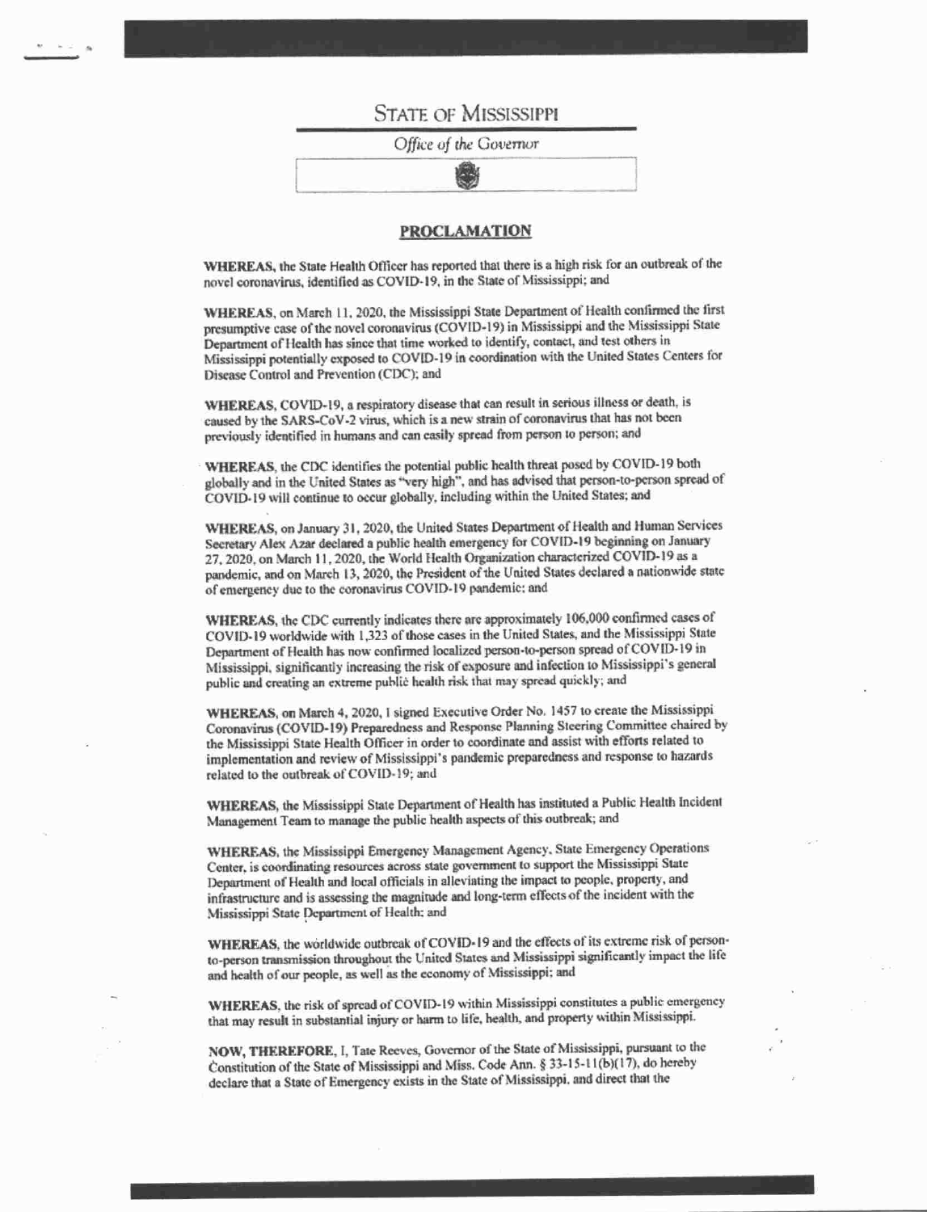# STATE OF MISSISSIPPI

*Office of the Governor*

## PROCLAMATION

**WHEREAS,** the State Health Officer has reported that there is a high risk for an outbreak of the novel coronavirus, identified as COVID-19, in the State of Mississippi; and

**WHEREAS,** on March 11, 2020, the Mississippi State Department of Health confirmed the first presumptive case of the novel coronavirus (COVID-19) in Mississippi and the Mississippi State Department of Health has since that time worked to identify, contact, and test others in Mississippi potentially exposed to COVID-19 in coordination with the United States Centers for Disease Control and Prevention (CDC); and

**WHEREAS,** COVID-19, a respiratory disease that can result in serious illness or death, is caused by the SARS-CoV-2 virus, which is a new strain of coronavirus that has not been previously identified in humans and can easily spread from person to person; and

**WHEREAS,** the CDC identifies the potential public health threat posed by COVID-19 both globally and in the United States as "very high", and has advised that person-to-person spread of COVID-19 will continue to occur globally, including within the United States; and

**WHEREAS,** on January 31, 2020, the United States Department of Health and Human Services Secretary Alex Azar declared a public health emergency for COVID-19 beginning on January 27, 2020, on March 11, 2020, the World Health Organization characterized COVID-19 as a pandemic, and on March 13, 2020, the President of the United States declared a nationwide state of emergency due to the coronavirus COVID-19 pandemic; and

**WHEREAS,** the CDC currently indicates there are approximately 106,000 confirmed cases of COVID-19 worldwide with 1,323 of those cases in the United States, and the Mississippi State Department of Health has now confirmed localized person-to-person spread of COVID-19 in Mississippi, significantly increasing the risk of exposure and infection to Mississippi's general public and creating an extreme public health risk that may spread quickly; and

**WHEREAS,** on March 4, 2020, I signed Executive Order No. 1457 to create the Mississippi Coronavirus (COVID-19) Preparedness and Response Planning Steering Committee chaired by the Mississippi State Health Officer in order to coordinate and assist with efforts related to implementation and review of Mississippi's pandemic preparedness and response to hazards related to the outbreak of COVID-19; and

**WHEREAS,** the Mississippi State Department of Health has instituted a Public Health Incident Management Team to manage the public health aspects of this outbreak; and

**WHEREAS,** the Mississippi Emergency Management Agency, State Emergency Operations Center, is coordinating resources across state government to support the Mississippi State Department of Health and local officials in alleviating the impact to people, property, and infrastructure and is assessing the magnitude and long-term effects of the incident with the Mississippi State Department of Health; and

**WHEREAS,** the worldwide outbreak of COVID-19 and the effects of its extreme risk of person-to-person transmission throughout the United States and Mississippi significantly impact the life and health of our people, as well as the economy of Mississippi; and

**WHEREAS,** the risk of spread of COVID-19 within Mississippi constitutes a public emergency that may result in substantial injury or harm to life, health, and property within Mississippi.

**NOW, THEREFORE,** I, Tate Reeves, Governor of the State of Mississippi, pursuant to the Constitution of the State of Mississippi and Miss. Code Ann. § 33-15-11(b)(17), do hereby declare that a State of Emergency exists in the State of Mississippi, and direct that the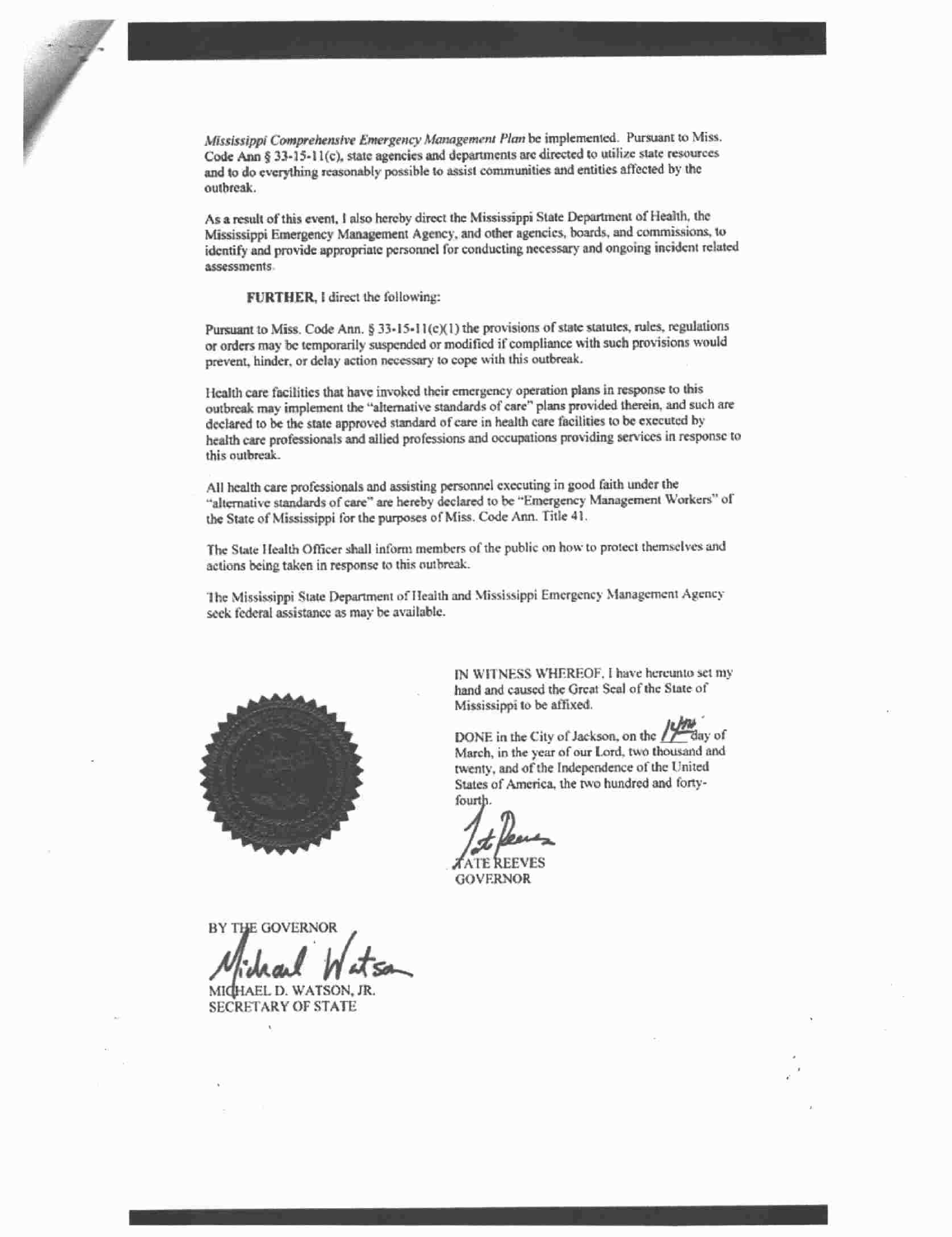*Mississippi Comprehensive Emergency Management Plan* be implemented. Pursuant to Miss. Code Ann § 33-15-11(c), state agencies and departments are directed to utilize state resources and to do everything reasonably possible to assist communities and entities affected by the outbreak.

As a result of this event, I also hereby direct the Mississippi State Department of Health, the Mississippi Emergency Management Agency, and other agencies, boards, and commissions, to identify and provide appropriate personnel for conducting necessary and ongoing incident related assessments.

**FURTHER**, I direct the following:

Pursuant to Miss. Code Ann. § 33-15-11(c)(1) the provisions of state statutes, rules, regulations or orders may be temporarily suspended or modified if compliance with such provisions would prevent, hinder, or delay action necessary to cope with this outbreak.

Health care facilities that have invoked their emergency operation plans in response to this outbreak may implement the "alternative standards of care" plans provided therein, and such are declared to be the state approved standard of care in health care facilities to be executed by health care professionals and allied professions and occupations providing services in response to this outbreak.

All health care professionals and assisting personnel executing in good faith under the "alternative standards of care" are hereby declared to be "Emergency Management Workers" of the State of Mississippi for the purposes of Miss. Code Ann. Title 41.

The State Health Officer shall inform members of the public on how to protect themselves and actions being taken in response to this outbreak.

The Mississippi State Department of Health and Mississippi Emergency Management Agency seek federal assistance as may be available.

IN WITNESS WHEREOF, I have hereunto set my hand and caused the Great Seal of the State of Mississippi to be affixed.

DONE in the City of Jackson, on the 14th day of March, in the year of our Lord, two thousand and twenty, and of the Independence of the United States of America, the two hundred and forty-fourth.

TATE REEVES
GOVERNOR

BY THE GOVERNOR

MICHAEL D. WATSON, JR.
SECRETARY OF STATE